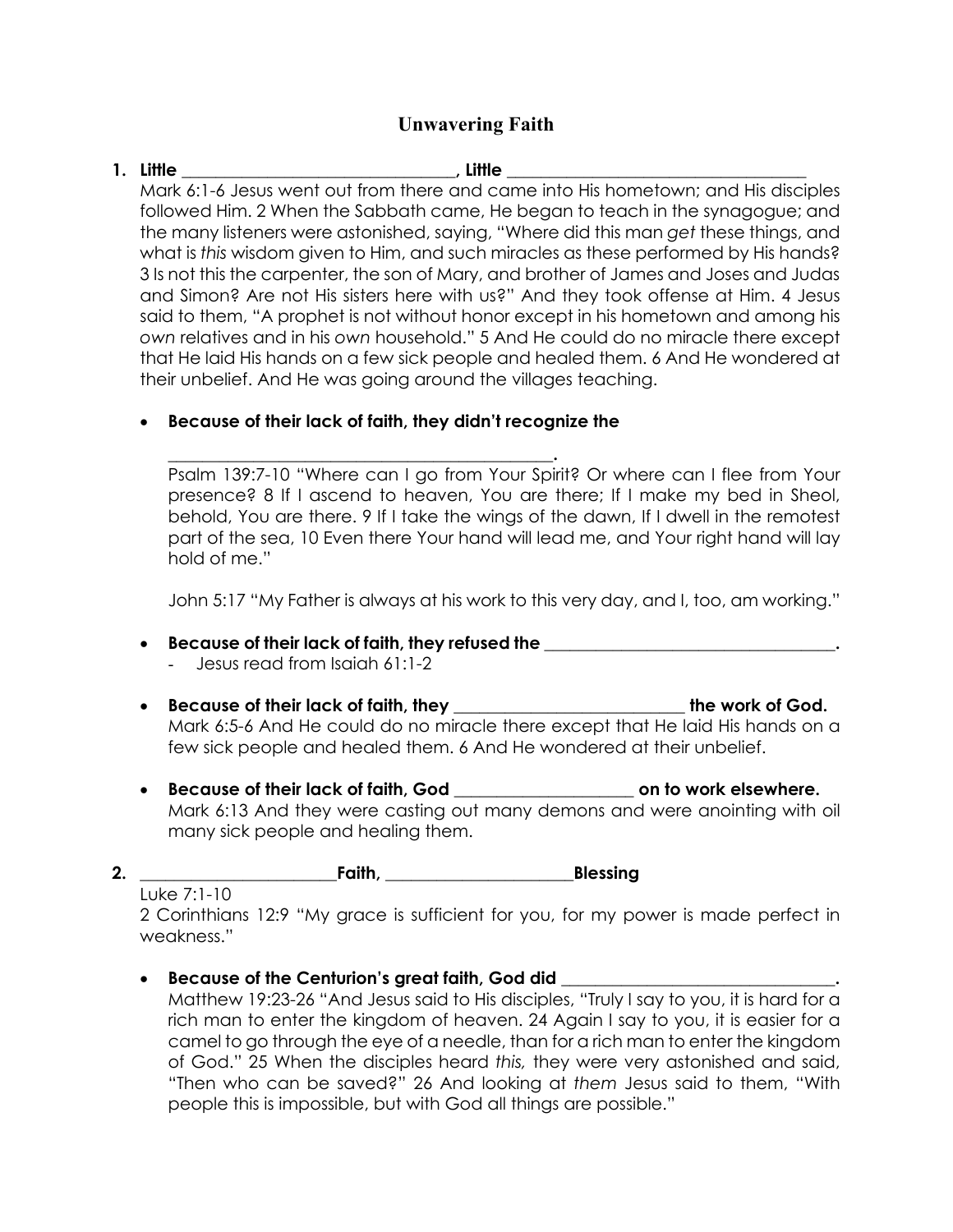# Unwavering Faith

**1. Little \_\_\_\_\_\_\_\_\_\_\_\_\_\_\_\_\_\_\_\_\_\_\_\_\_\_\_\_\_\_\_\_, Little \_\_\_\_\_\_\_\_\_\_\_\_\_\_\_\_\_\_\_\_\_\_\_\_\_\_\_\_\_\_\_\_\_\_\_\_**

Mark 6:1-6 Jesus went out from there and came into His hometown; and His disciples followed Him. 2 When the Sabbath came, He began to teach in the synagogue; and the many listeners were astonished, saying, "Where did this man *get* these things, and what is *this* wisdom given to Him, and such miracles as these performed by His hands? 3 Is not this the carpenter, the son of Mary, and brother of James and Joses and Judas and Simon? Are not His sisters here with us?" And they took offense at Him. 4 Jesus said to them, "A prophet is not without honor except in his hometown and among his *own* relatives and in his *own* household." 5 And He could do no miracle there except that He laid His hands on a few sick people and healed them. 6 And He wondered at their unbelief. And He was going around the villages teaching.

- **Because of their lack of faith, they didn't recognize the \_\_\_\_\_\_\_\_\_\_\_\_\_\_\_\_\_\_\_\_\_\_\_\_\_\_\_\_\_\_\_\_\_\_\_\_\_\_\_\_\_\_\_\_.**

  Psalm 139:7-10 "Where can I go from Your Spirit? Or where can I flee from Your presence? 8 If I ascend to heaven, You are there; If I make my bed in Sheol, behold, You are there. 9 If I take the wings of the dawn, If I dwell in the remotest part of the sea, 10 Even there Your hand will lead me, and Your right hand will lay hold of me."

  John 5:17 "My Father is always at his work to this very day, and I, too, am working."

- **Because of their lack of faith, they refused the \_\_\_\_\_\_\_\_\_\_\_\_\_\_\_\_\_\_\_\_\_\_\_\_\_\_\_\_\_\_\_\_\_\_\_\_.**
  - Jesus read from Isaiah 61:1-2

- **Because of their lack of faith, they \_\_\_\_\_\_\_\_\_\_\_\_\_\_\_\_\_\_\_\_\_\_\_\_\_\_\_\_ the work of God.**

  Mark 6:5-6 And He could do no miracle there except that He laid His hands on a few sick people and healed them. 6 And He wondered at their unbelief.

- **Because of their lack of faith, God \_\_\_\_\_\_\_\_\_\_\_\_\_\_\_\_\_\_\_\_\_\_ on to work elsewhere.**

  Mark 6:13 And they were casting out many demons and were anointing with oil many sick people and healing them.

**2. \_\_\_\_\_\_\_\_\_\_\_\_\_\_\_\_\_\_\_\_\_\_\_\_Faith, \_\_\_\_\_\_\_\_\_\_\_\_\_\_\_\_\_\_\_\_\_\_\_Blessing**

Luke 7:1-10

2 Corinthians 12:9 "My grace is sufficient for you, for my power is made perfect in weakness."

- **Because of the Centurion's great faith, God did \_\_\_\_\_\_\_\_\_\_\_\_\_\_\_\_\_\_\_\_\_\_\_\_\_\_\_\_\_\_\_\_\_\_.**

  Matthew 19:23-26 "And Jesus said to His disciples, "Truly I say to you, it is hard for a rich man to enter the kingdom of heaven. 24 Again I say to you, it is easier for a camel to go through the eye of a needle, than for a rich man to enter the kingdom of God." 25 When the disciples heard *this,* they were very astonished and said, "Then who can be saved?" 26 And looking at *them* Jesus said to them, "With people this is impossible, but with God all things are possible."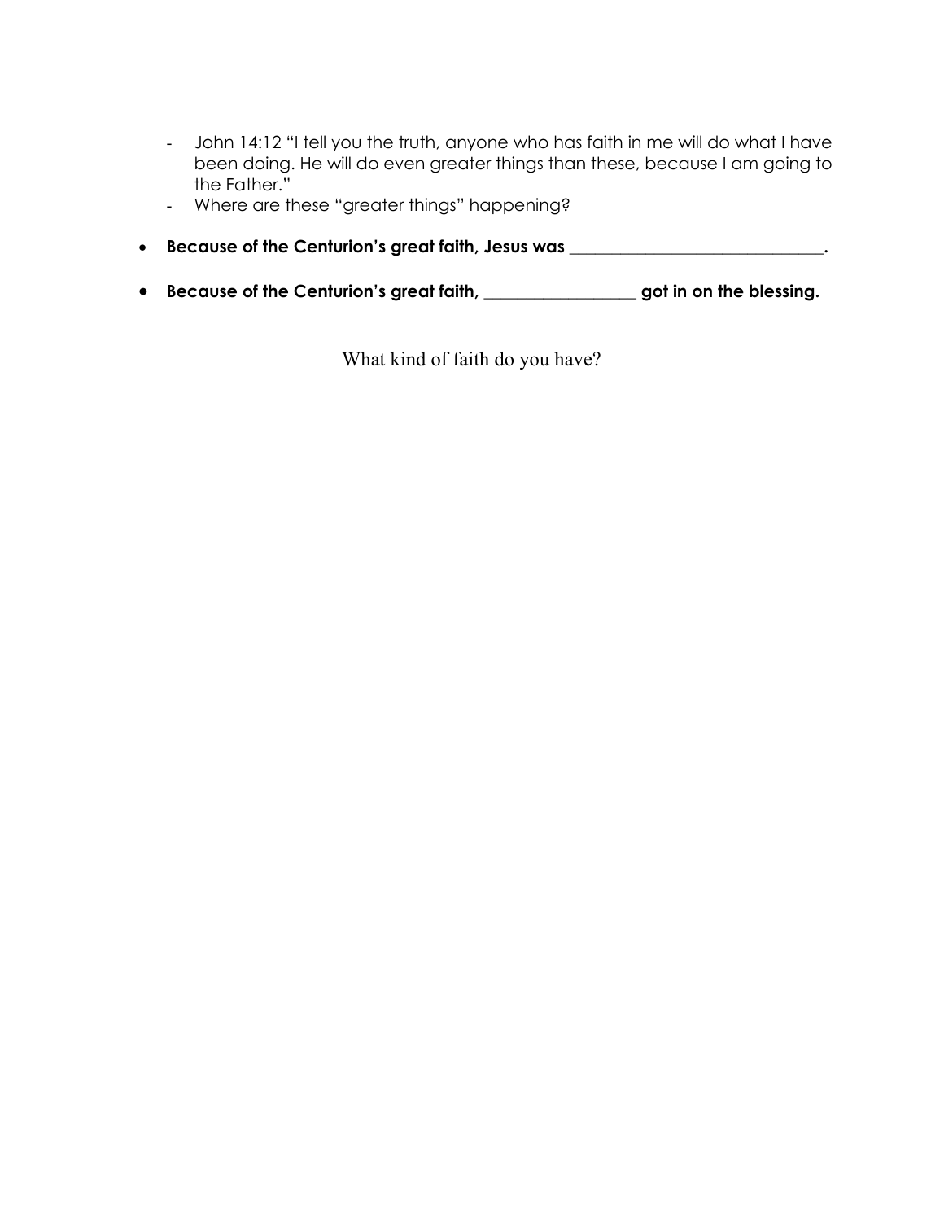- John 14:12 "I tell you the truth, anyone who has faith in me will do what I have been doing. He will do even greater things than these, because I am going to the Father."
- Where are these "greater things" happening?

- **Because of the Centurion's great faith, Jesus was ______________________________.**
- **Because of the Centurion's great faith, __________________ got in on the blessing.**

What kind of faith do you have?